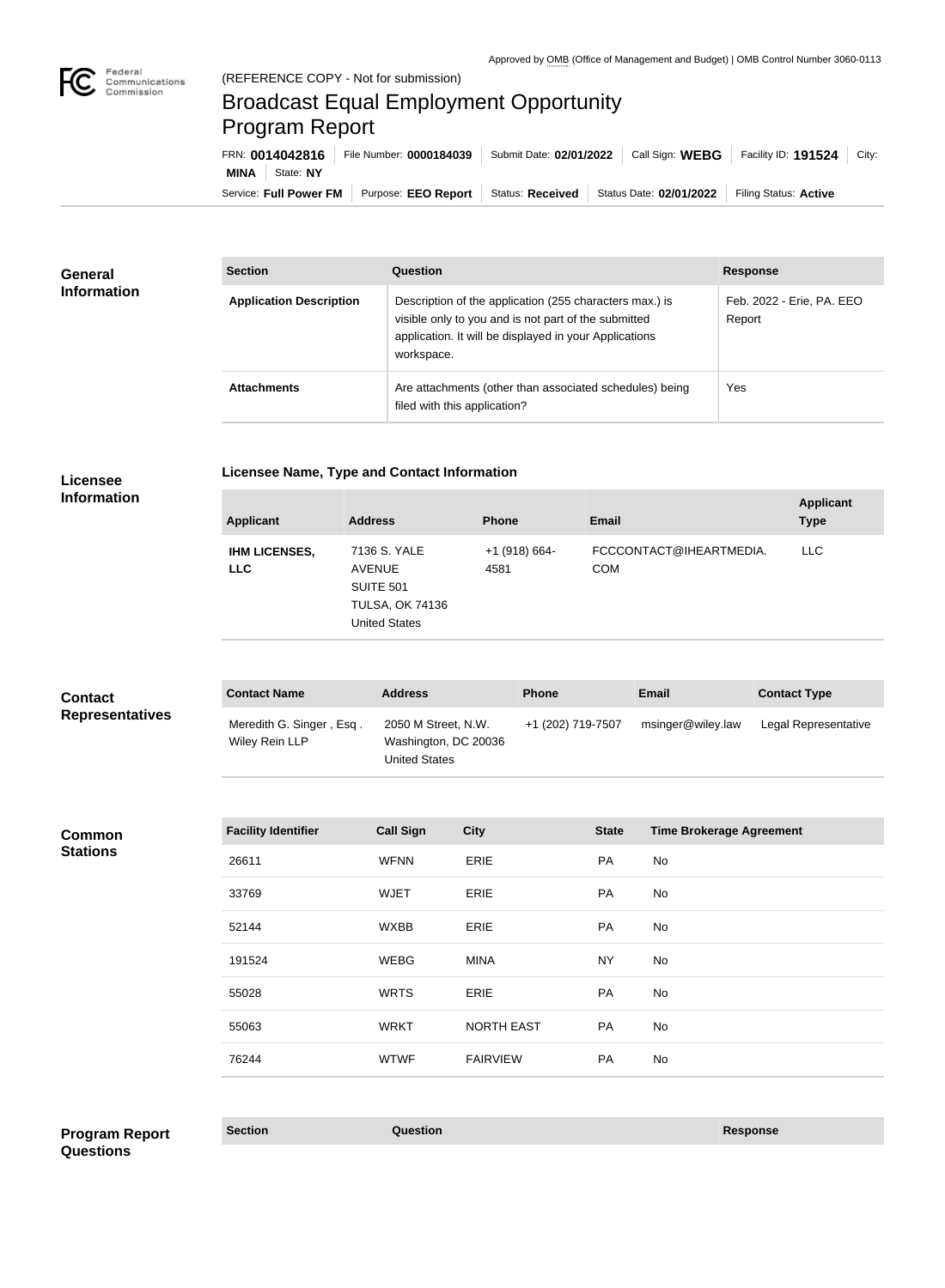Approved by OMB (Office of Management and Budget) | OMB Control Number 3060-0113

(REFERENCE COPY - Not for submission)

# Broadcast Equal Employment Opportunity Program Report

FRN: **0014042816** | File Number: **0000184039** | Submit Date: **02/01/2022** | Call Sign: **WEBG** | Facility ID: **191524** | City: **MINA** | State: **NY**

Service: **Full Power FM** | Purpose: **EEO Report** | Status: **Received** | Status Date: **02/01/2022** | Filing Status: **Active**

## General Information

| Section | Question | Response |
|---|---|---|
| **Application Description** | Description of the application (255 characters max.) is visible only to you and is not part of the submitted application. It will be displayed in your Applications workspace. | Feb. 2022 - Erie, PA. EEO Report |
| **Attachments** | Are attachments (other than associated schedules) being filed with this application? | Yes |

## Licensee Information

### Licensee Name, Type and Contact Information

| Applicant | Address | Phone | Email | Applicant Type |
|---|---|---|---|---|
| **IHM LICENSES, LLC** | 7136 S. YALE AVENUE SUITE 501 TULSA, OK 74136 United States | +1 (918) 664-4581 | FCCCONTACT@IHEARTMEDIA.COM | LLC |

## Contact Representatives

| Contact Name | Address | Phone | Email | Contact Type |
|---|---|---|---|---|
| Meredith G. Singer , Esq . Wiley Rein LLP | 2050 M Street, N.W. Washington, DC 20036 United States | +1 (202) 719-7507 | msinger@wiley.law | Legal Representative |

## Common Stations

| Facility Identifier | Call Sign | City | State | Time Brokerage Agreement |
|---|---|---|---|---|
| 26611 | WFNN | ERIE | PA | No |
| 33769 | WJET | ERIE | PA | No |
| 52144 | WXBB | ERIE | PA | No |
| 191524 | WEBG | MINA | NY | No |
| 55028 | WRTS | ERIE | PA | No |
| 55063 | WRKT | NORTH EAST | PA | No |
| 76244 | WTWF | FAIRVIEW | PA | No |

## Program Report Questions

| Section | Question | Response |
|---|---|---|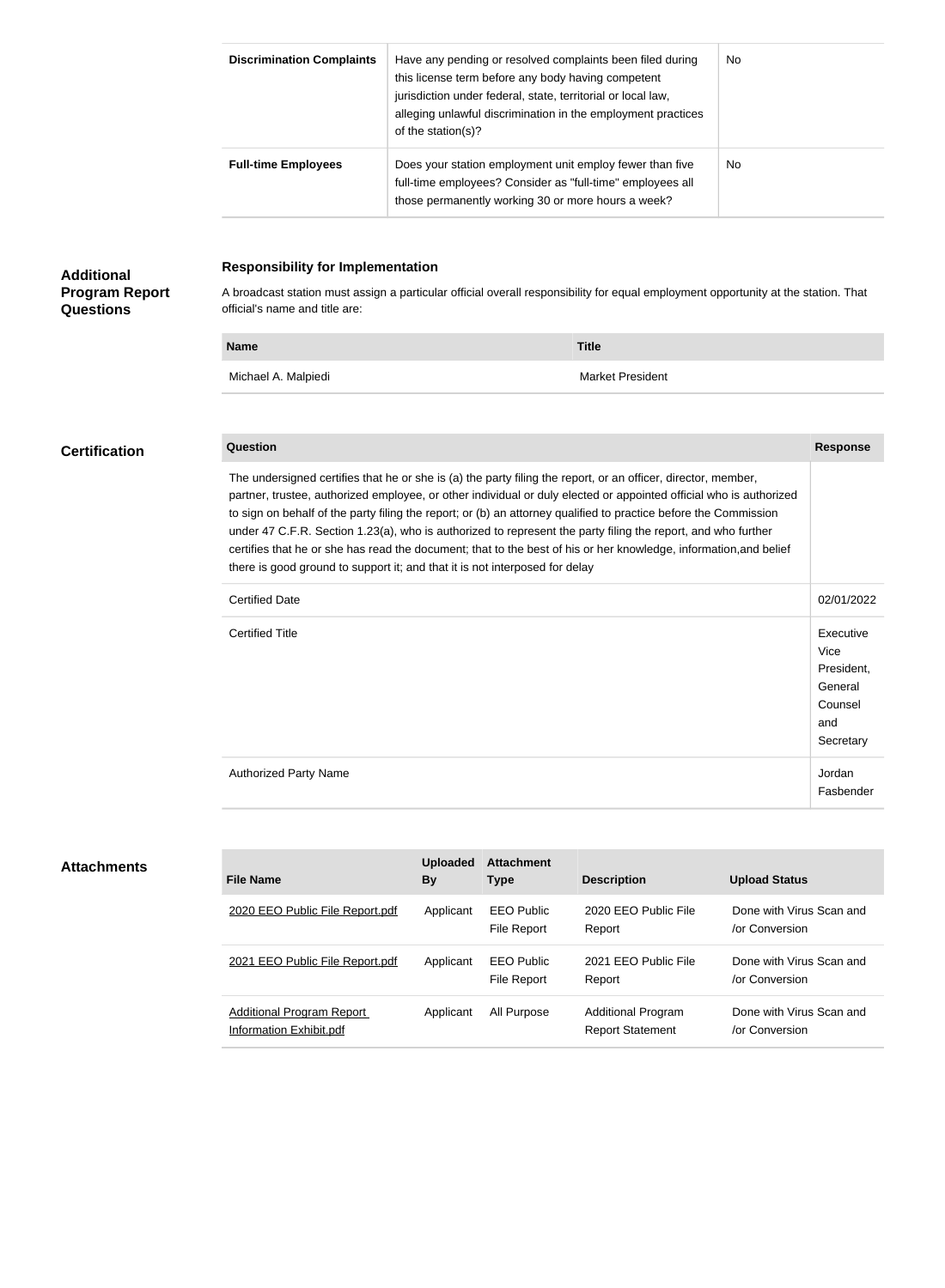| | | |
|---|---|---|
| **Discrimination Complaints** | Have any pending or resolved complaints been filed during this license term before any body having competent jurisdiction under federal, state, territorial or local law, alleging unlawful discrimination in the employment practices of the station(s)? | No |
| **Full-time Employees** | Does your station employment unit employ fewer than five full-time employees? Consider as "full-time" employees all those permanently working 30 or more hours a week? | No |

## Additional Program Report Questions

### Responsibility for Implementation

A broadcast station must assign a particular official overall responsibility for equal employment opportunity at the station. That official's name and title are:

| Name | Title |
|---|---|
| Michael A. Malpiedi | Market President |

## Certification

| Question | Response |
|---|---|
| The undersigned certifies that he or she is (a) the party filing the report, or an officer, director, member, partner, trustee, authorized employee, or other individual or duly elected or appointed official who is authorized to sign on behalf of the party filing the report; or (b) an attorney qualified to practice before the Commission under 47 C.F.R. Section 1.23(a), who is authorized to represent the party filing the report, and who further certifies that he or she has read the document; that to the best of his or her knowledge, information,and belief there is good ground to support it; and that it is not interposed for delay | |
| Certified Date | 02/01/2022 |
| Certified Title | Executive Vice President, General Counsel and Secretary |
| Authorized Party Name | Jordan Fasbender |

## Attachments

| File Name | Uploaded By | Attachment Type | Description | Upload Status |
|---|---|---|---|---|
| 2020 EEO Public File Report.pdf | Applicant | EEO Public File Report | 2020 EEO Public File Report | Done with Virus Scan and /or Conversion |
| 2021 EEO Public File Report.pdf | Applicant | EEO Public File Report | 2021 EEO Public File Report | Done with Virus Scan and /or Conversion |
| Additional Program Report Information Exhibit.pdf | Applicant | All Purpose | Additional Program Report Statement | Done with Virus Scan and /or Conversion |